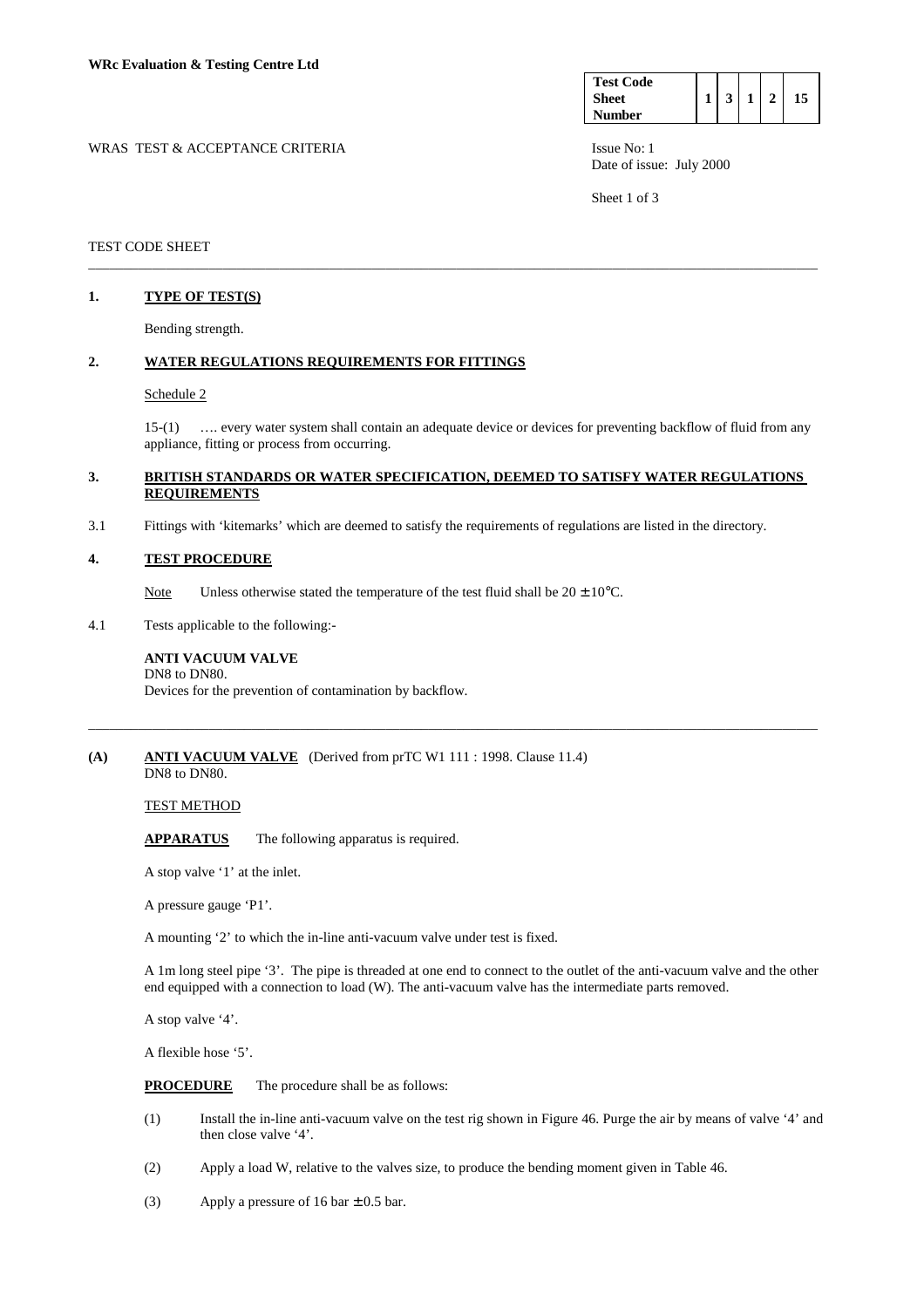**WRc Evaluation & Testing Centre Ltd**

| Test Code Sheet Number | 1 | 3 | 1 | 2 | 15 |
|---|---|---|---|---|---|

WRAS TEST & ACCEPTANCE CRITERIA

Issue No: 1
Date of issue: July 2000

TEST CODE SHEET

---

## 1. TYPE OF TEST(S)

Bending strength.

## 2. WATER REGULATIONS REQUIREMENTS FOR FITTINGS

Schedule 2

15-(1) …. every water system shall contain an adequate device or devices for preventing backflow of fluid from any appliance, fitting or process from occurring.

## 3. BRITISH STANDARDS OR WATER SPECIFICATION, DEEMED TO SATISFY WATER REGULATIONS REQUIREMENTS

3.1 Fittings with 'kitemarks' which are deemed to satisfy the requirements of regulations are listed in the directory.

## 4. TEST PROCEDURE

Note Unless otherwise stated the temperature of the test fluid shall be $20 \pm 10°C$.

4.1 Tests applicable to the following:-

**ANTI VACUUM VALVE**
DN8 to DN80.
Devices for the prevention of contamination by backflow.

---

## (A) ANTI VACUUM VALVE (Derived from prTC W1 111 : 1998. Clause 11.4)

DN8 to DN80.

TEST METHOD

**APPARATUS** The following apparatus is required.

A stop valve '1' at the inlet.

A pressure gauge 'P1'.

A mounting '2' to which the in-line anti-vacuum valve under test is fixed.

A 1m long steel pipe '3'. The pipe is threaded at one end to connect to the outlet of the anti-vacuum valve and the other end equipped with a connection to load (W). The anti-vacuum valve has the intermediate parts removed.

A stop valve '4'.

A flexible hose '5'.

**PROCEDURE** The procedure shall be as follows:

(1) Install the in-line anti-vacuum valve on the test rig shown in Figure 46. Purge the air by means of valve '4' and then close valve '4'.

(2) Apply a load W, relative to the valves size, to produce the bending moment given in Table 46.

(3) Apply a pressure of $16 \text{ bar} \pm 0.5 \text{ bar}$.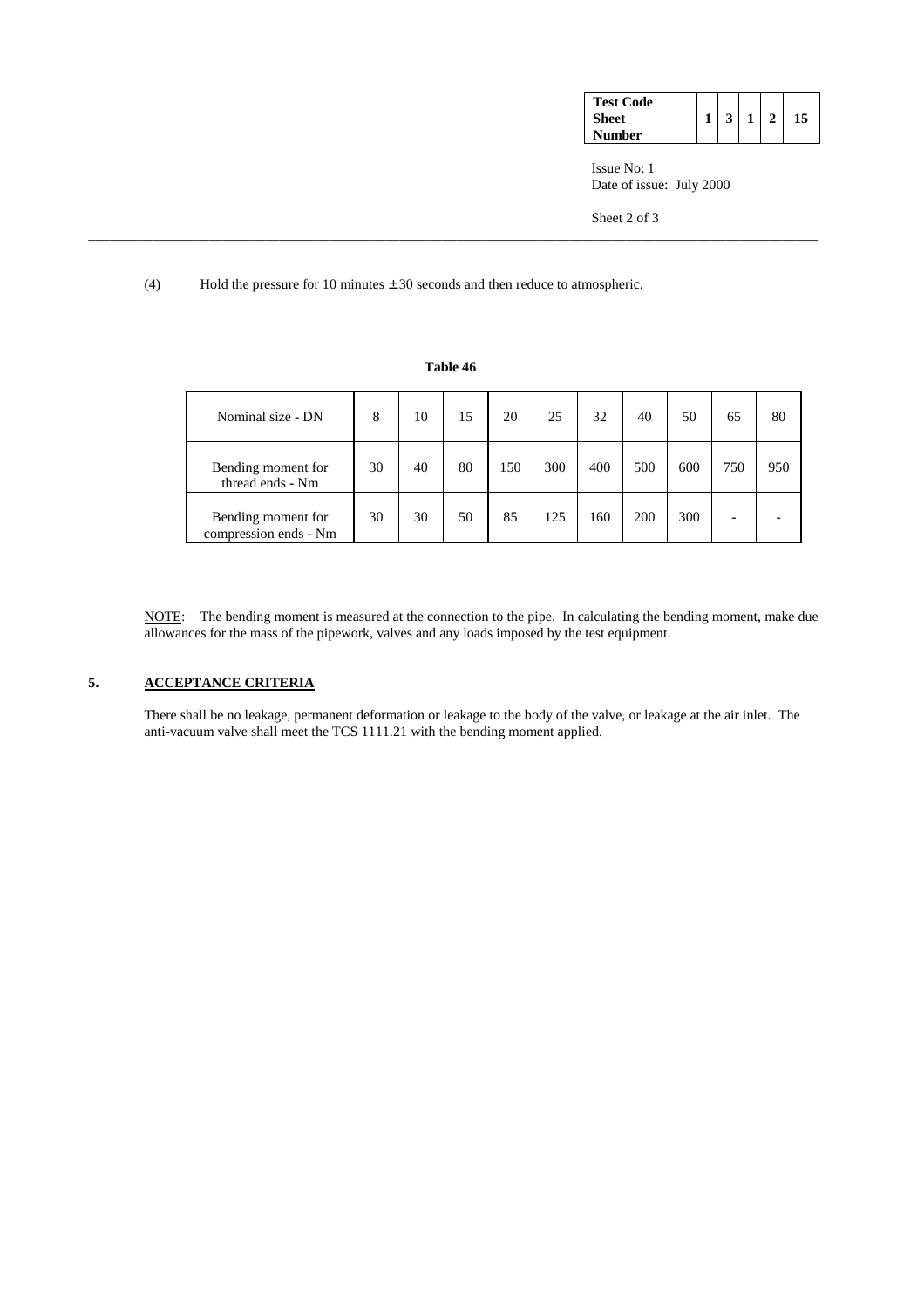(4) Hold the pressure for 10 minutes ± 30 seconds and then reduce to atmospheric.

**Table 46**

| Nominal size - DN | 8 | 10 | 15 | 20 | 25 | 32 | 40 | 50 | 65 | 80 |
|---|---|---|---|---|---|---|---|---|---|---|
| Bending moment for thread ends - Nm | 30 | 40 | 80 | 150 | 300 | 400 | 500 | 600 | 750 | 950 |
| Bending moment for compression ends - Nm | 30 | 30 | 50 | 85 | 125 | 160 | 200 | 300 | - | - |

NOTE: The bending moment is measured at the connection to the pipe. In calculating the bending moment, make due allowances for the mass of the pipework, valves and any loads imposed by the test equipment.

## 5. ACCEPTANCE CRITERIA

There shall be no leakage, permanent deformation or leakage to the body of the valve, or leakage at the air inlet. The anti-vacuum valve shall meet the TCS 1111.21 with the bending moment applied.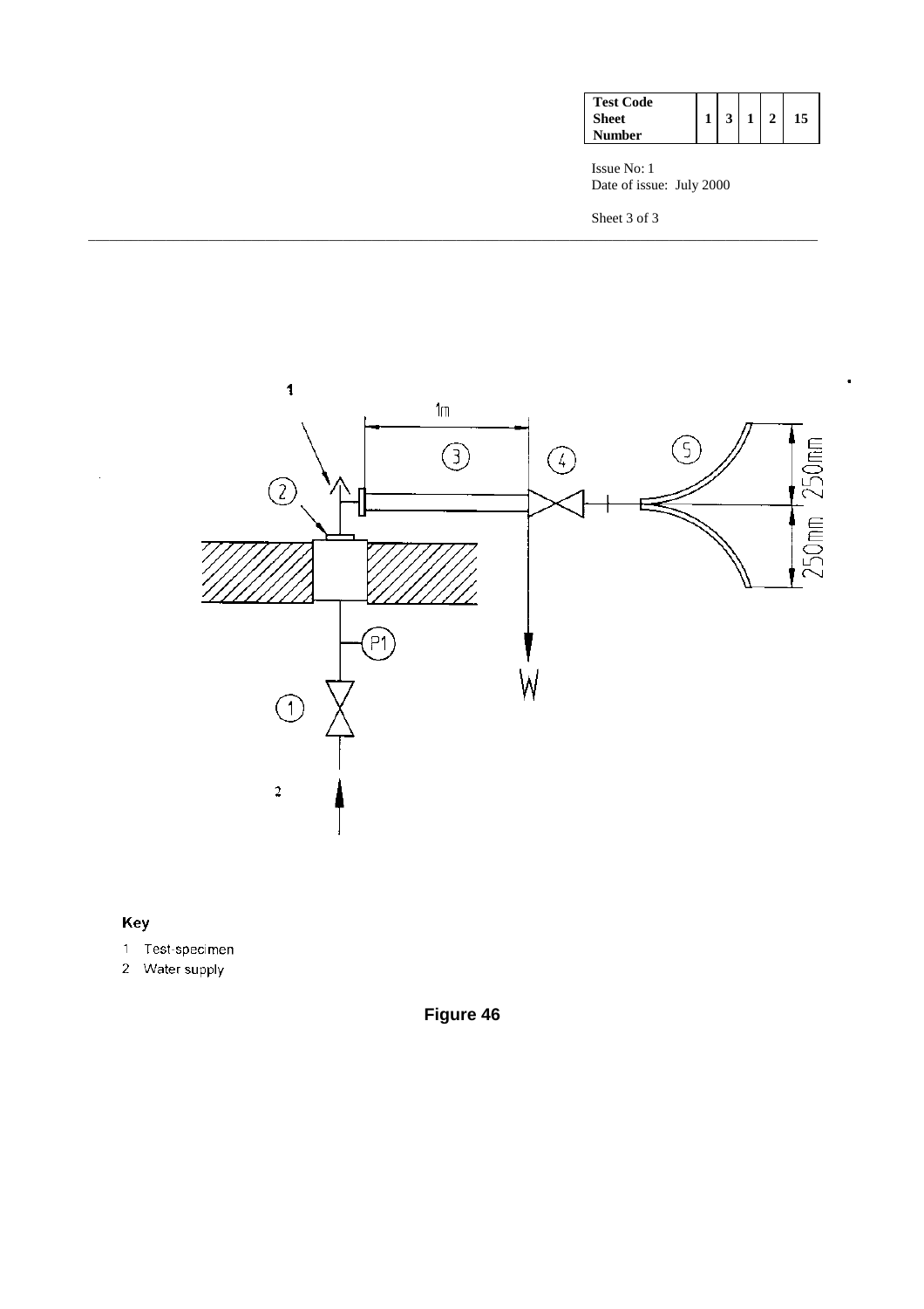| Test Code Sheet Number | 1 | 3 | 1 | 2 | 15 |
| --- | --- | --- | --- | --- | --- |

Issue No: 1
Date of issue: July 2000

1

1m

3

4

5

2

250mm

250mm

P1

W

1

2

**Key**

1 Test-specimen
2 Water supply

**Figure 46**